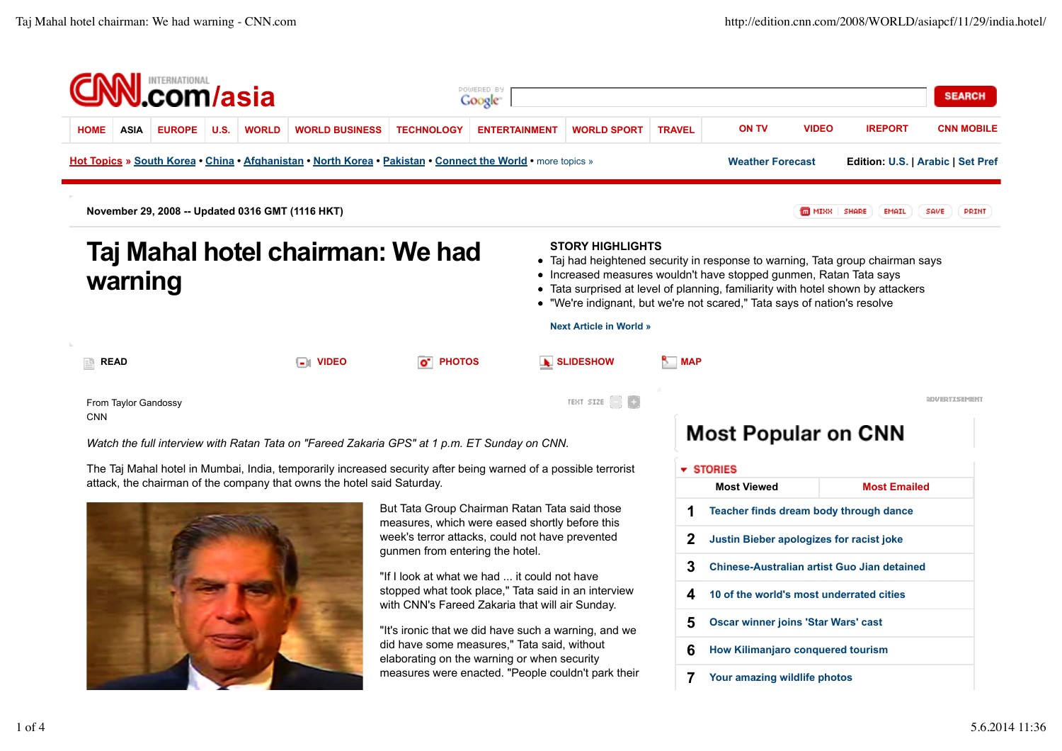November 29, 2008 -- Updated 0316 GMT (1116 HKT)

# Taj Mahal hotel chairman: We had warning

**STORY HIGHLIGHTS**

- Taj had heightened security in response to warning, Tata group chairman says
- Increased measures wouldn't have stopped gunmen, Ratan Tata says
- Tata surprised at level of planning, familiarity with hotel shown by attackers
- "We're indignant, but we're not scared," Tata says of nation's resolve

From Taylor Gandossy
CNN

*Watch the full interview with Ratan Tata on "Fareed Zakaria GPS" at 1 p.m. ET Sunday on CNN.*

The Taj Mahal hotel in Mumbai, India, temporarily increased security after being warned of a possible terrorist attack, the chairman of the company that owns the hotel said Saturday.

But Tata Group Chairman Ratan Tata said those measures, which were eased shortly before this week's terror attacks, could not have prevented gunmen from entering the hotel.

"If I look at what we had ... it could not have stopped what took place," Tata said in an interview with CNN's Fareed Zakaria that will air Sunday.

"It's ironic that we did have such a warning, and we did have some measures," Tata said, without elaborating on the warning or when security measures were enacted. "People couldn't park their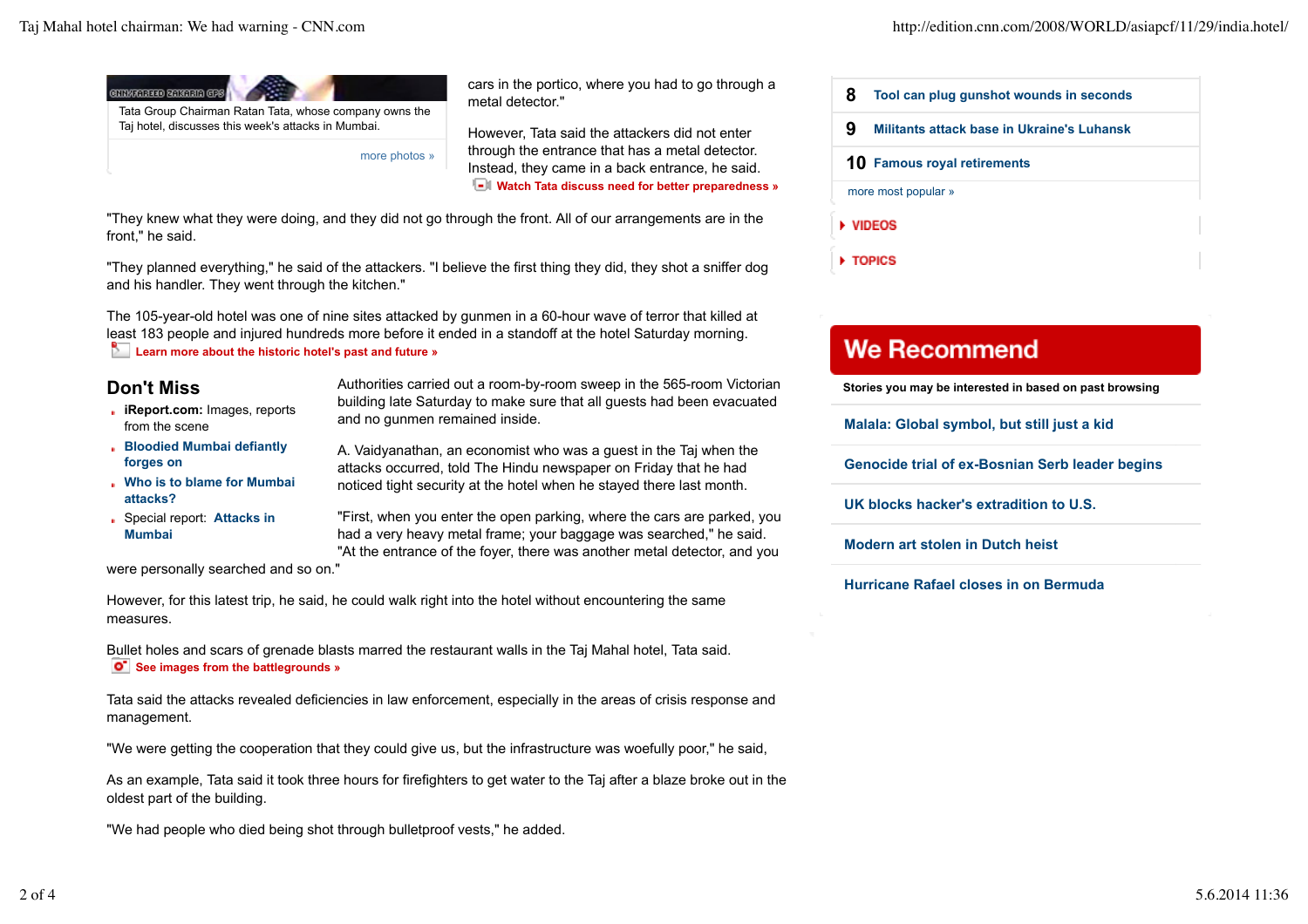Tata Group Chairman Ratan Tata, whose company owns the Taj hotel, discusses this week's attacks in Mumbai.

more photos »

cars in the portico, where you had to go through a metal detector."

However, Tata said the attackers did not enter through the entrance that has a metal detector. Instead, they came in a back entrance, he said.

**Watch Tata discuss need for better preparedness »**

"They knew what they were doing, and they did not go through the front. All of our arrangements are in the front," he said.

"They planned everything," he said of the attackers. "I believe the first thing they did, they shot a sniffer dog and his handler. They went through the kitchen."

The 105-year-old hotel was one of nine sites attacked by gunmen in a 60-hour wave of terror that killed at least 183 people and injured hundreds more before it ended in a standoff at the hotel Saturday morning.

**Learn more about the historic hotel's past and future »**

## Don't Miss

- **iReport.com:** Images, reports from the scene
- **Bloodied Mumbai defiantly forges on**
- **Who is to blame for Mumbai attacks?**
- Special report: **Attacks in Mumbai**

Authorities carried out a room-by-room sweep in the 565-room Victorian building late Saturday to make sure that all guests had been evacuated and no gunmen remained inside.

A. Vaidyanathan, an economist who was a guest in the Taj when the attacks occurred, told The Hindu newspaper on Friday that he had noticed tight security at the hotel when he stayed there last month.

"First, when you enter the open parking, where the cars are parked, you had a very heavy metal frame; your baggage was searched," he said. "At the entrance of the foyer, there was another metal detector, and you were personally searched and so on."

However, for this latest trip, he said, he could walk right into the hotel without encountering the same measures.

Bullet holes and scars of grenade blasts marred the restaurant walls in the Taj Mahal hotel, Tata said.

**See images from the battlegrounds »**

Tata said the attacks revealed deficiencies in law enforcement, especially in the areas of crisis response and management.

"We were getting the cooperation that they could give us, but the infrastructure was woefully poor," he said,

As an example, Tata said it took three hours for firefighters to get water to the Taj after a blaze broke out in the oldest part of the building.

"We had people who died being shot through bulletproof vests," he added.

8 **Tool can plug gunshot wounds in seconds**

9 **Militants attack base in Ukraine's Luhansk**

10 **Famous royal retirements**

more most popular »

**VIDEOS**

**TOPICS**

## We Recommend

**Stories you may be interested in based on past browsing**

- **Malala: Global symbol, but still just a kid**
- **Genocide trial of ex-Bosnian Serb leader begins**
- **UK blocks hacker's extradition to U.S.**
- **Modern art stolen in Dutch heist**
- **Hurricane Rafael closes in on Bermuda**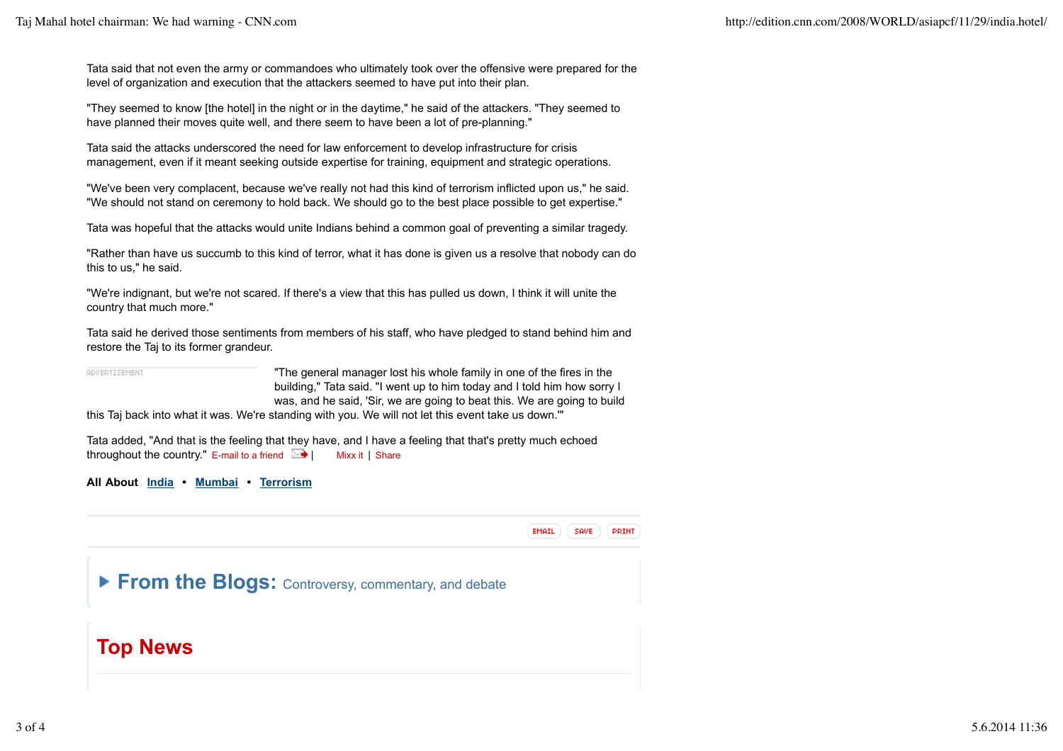Tata said that not even the army or commandoes who ultimately took over the offensive were prepared for the level of organization and execution that the attackers seemed to have put into their plan.

"They seemed to know [the hotel] in the night or in the daytime," he said of the attackers. "They seemed to have planned their moves quite well, and there seem to have been a lot of pre-planning."

Tata said the attacks underscored the need for law enforcement to develop infrastructure for crisis management, even if it meant seeking outside expertise for training, equipment and strategic operations.

"We've been very complacent, because we've really not had this kind of terrorism inflicted upon us," he said. "We should not stand on ceremony to hold back. We should go to the best place possible to get expertise."

Tata was hopeful that the attacks would unite Indians behind a common goal of preventing a similar tragedy.

"Rather than have us succumb to this kind of terror, what it has done is given us a resolve that nobody can do this to us," he said.

"We're indignant, but we're not scared. If there's a view that this has pulled us down, I think it will unite the country that much more."

Tata said he derived those sentiments from members of his staff, who have pledged to stand behind him and restore the Taj to its former grandeur.

ADVERTISEMENT

"The general manager lost his whole family in one of the fires in the building," Tata said. "I went up to him today and I told him how sorry I was, and he said, 'Sir, we are going to beat this. We are going to build this Taj back into what it was. We're standing with you. We will not let this event take us down.'"

Tata added, "And that is the feeling that they have, and I have a feeling that that's pretty much echoed throughout the country." E-mail to a friend | Mixx it | Share

**All About** India • Mumbai • Terrorism

EMAIL SAVE PRINT

## From the Blogs: Controversy, commentary, and debate

## Top News